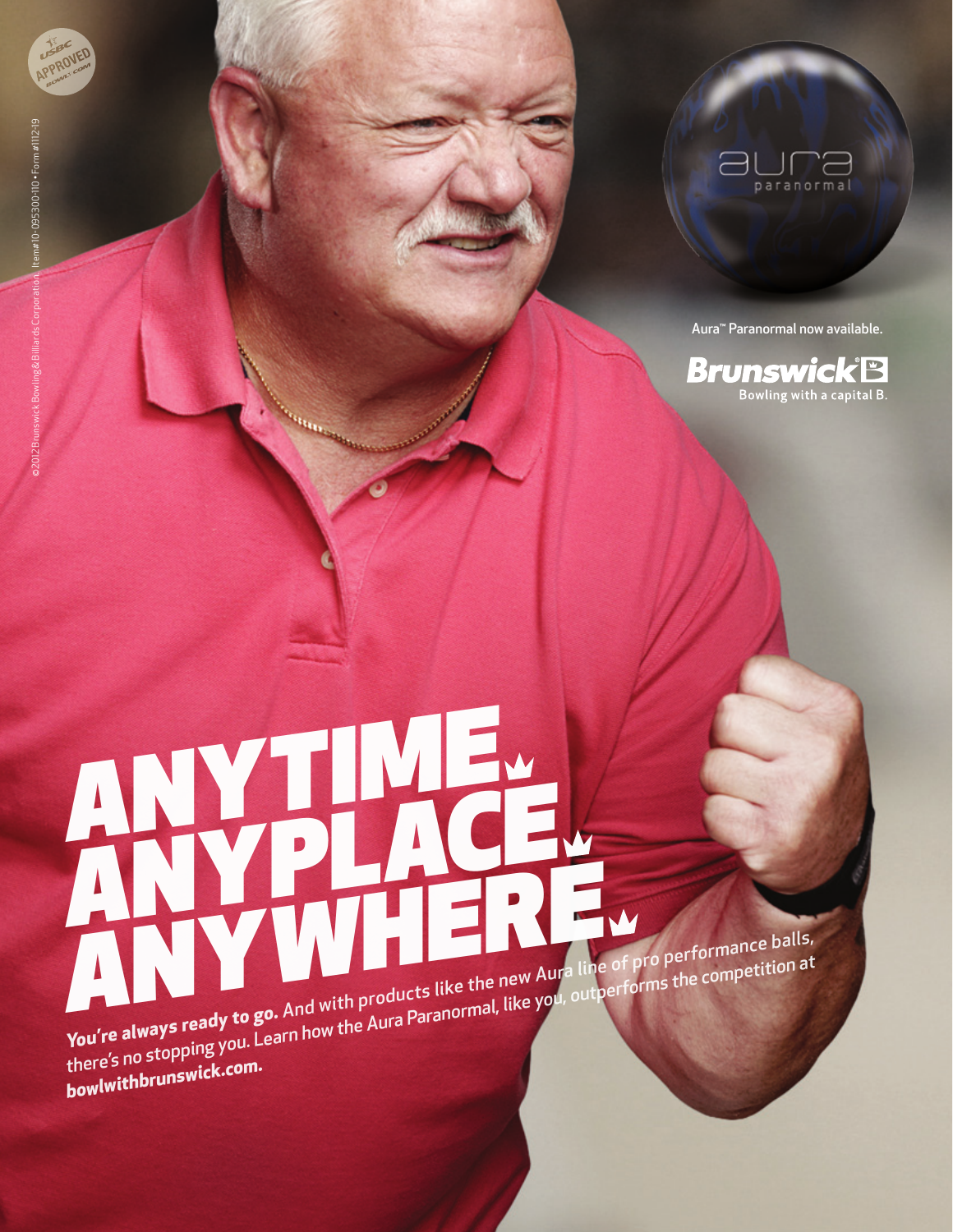USBC APPROVED BOWL.COM

©2012 Brunswick Bowling & Billiards Corporation. Item#10-095300-110 • Form #1112-19

aura paranormal

Aura™ Paranormal now available.

**Brunswick**

Bowling with a capital B.

# ANYTIME. ANYPLACE. ANYWHERE.

**You're always ready to go.** And with products like the new Aura line of pro performance balls, there's no stopping you. Learn how the Aura Paranormal, like you, outperforms the competition at **bowlwithbrunswick.com.**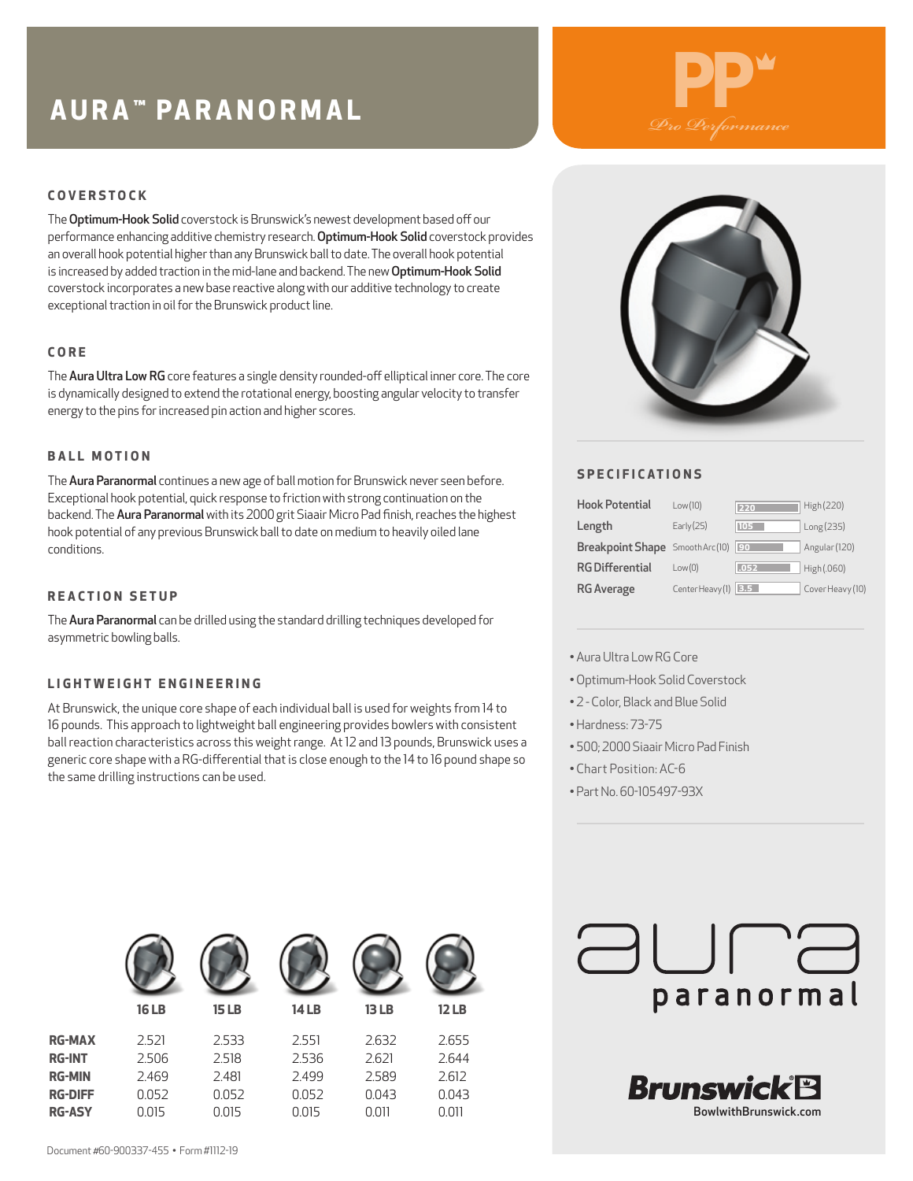# AURA™ PARANORMAL

PP Pro Performance

## COVERSTOCK

The **Optimum-Hook Solid** coverstock is Brunswick's newest development based off our performance enhancing additive chemistry research. **Optimum-Hook Solid** coverstock provides an overall hook potential higher than any Brunswick ball to date. The overall hook potential is increased by added traction in the mid-lane and backend. The new **Optimum-Hook Solid** coverstock incorporates a new base reactive along with our additive technology to create exceptional traction in oil for the Brunswick product line.

## CORE

The **Aura Ultra Low RG** core features a single density rounded-off elliptical inner core. The core is dynamically designed to extend the rotational energy, boosting angular velocity to transfer energy to the pins for increased pin action and higher scores.

## BALL MOTION

The **Aura Paranormal** continues a new age of ball motion for Brunswick never seen before. Exceptional hook potential, quick response to friction with strong continuation on the backend. The **Aura Paranormal** with its 2000 grit Siaair Micro Pad finish, reaches the highest hook potential of any previous Brunswick ball to date on medium to heavily oiled lane conditions.

## REACTION SETUP

The **Aura Paranormal** can be drilled using the standard drilling techniques developed for asymmetric bowling balls.

## LIGHTWEIGHT ENGINEERING

At Brunswick, the unique core shape of each individual ball is used for weights from 14 to 16 pounds. This approach to lightweight ball engineering provides bowlers with consistent ball reaction characteristics across this weight range. At 12 and 13 pounds, Brunswick uses a generic core shape with a RG-differential that is close enough to the 14 to 16 pound shape so the same drilling instructions can be used.

| | 16 LB | 15 LB | 14 LB | 13 LB | 12 LB |
|---|---|---|---|---|---|
| **RG-MAX** | 2.521 | 2.533 | 2.551 | 2.632 | 2.655 |
| **RG-INT** | 2.506 | 2.518 | 2.536 | 2.621 | 2.644 |
| **RG-MIN** | 2.469 | 2.481 | 2.499 | 2.589 | 2.612 |
| **RG-DIFF** | 0.052 | 0.052 | 0.052 | 0.043 | 0.043 |
| **RG-ASY** | 0.015 | 0.015 | 0.015 | 0.011 | 0.011 |

## SPECIFICATIONS

Hook Potential — Low (10) — 220 — High (220)
Length — Early (25) — 105 — Long (235)
Breakpoint Shape — Smooth Arc (10) — 90 — Angular (120)
RG Differential — Low (0) — .052 — High (.060)
RG Average — Center Heavy (1) — 3.5 — Cover Heavy (10)

- Aura Ultra Low RG Core
- Optimum-Hook Solid Coverstock
- 2 - Color, Black and Blue Solid
- Hardness: 73-75
- 500; 2000 Siaair Micro Pad Finish
- Chart Position: AC-6
- Part No. 60-105497-93X

aura paranormal

Brunswick
BowlwithBrunswick.com

Document #60-900337-455 • Form #1112-19